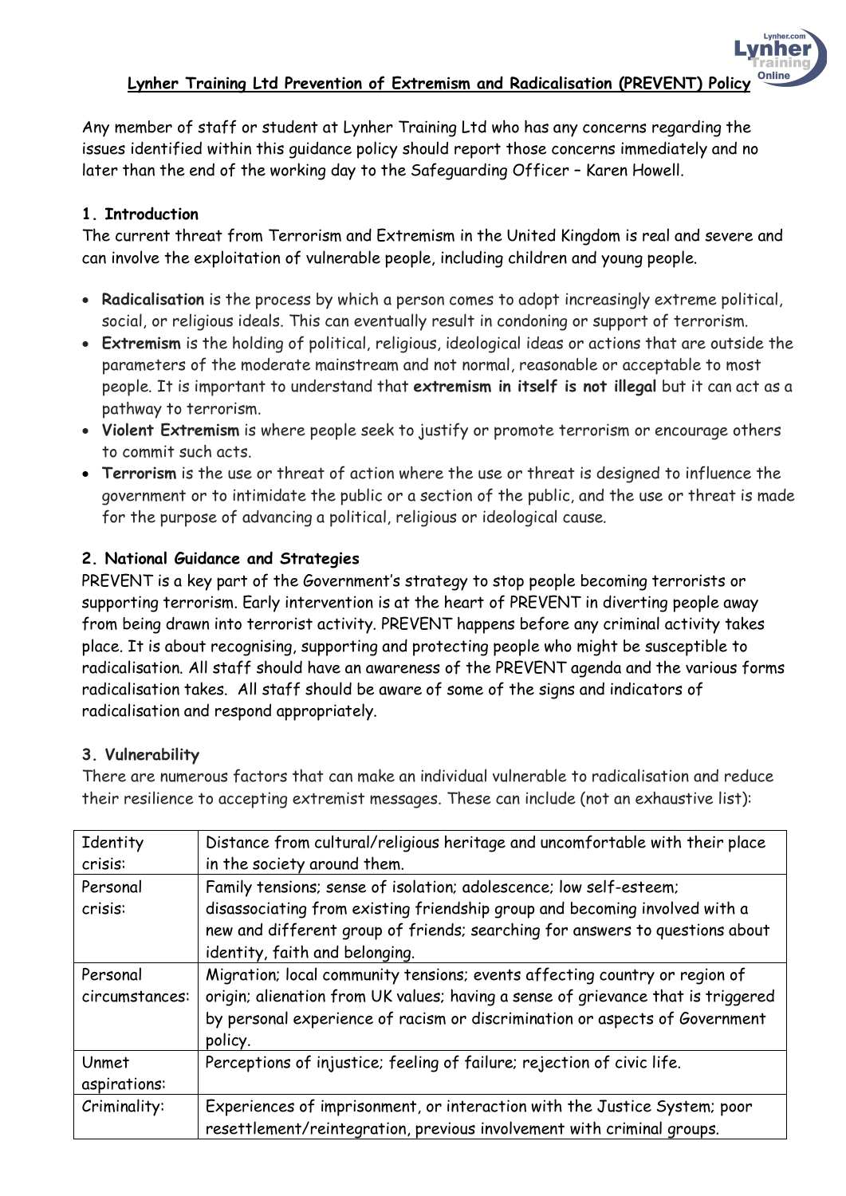# Lynher Training Ltd Prevention of Extremism and Radicalisation (PREVENT) Policy

Any member of staff or student at Lynher Training Ltd who has any concerns regarding the issues identified within this guidance policy should report those concerns immediately and no later than the end of the working day to the Safeguarding Officer – Karen Howell.

## 1. Introduction

The current threat from Terrorism and Extremism in the United Kingdom is real and severe and can involve the exploitation of vulnerable people, including children and young people.

- **Radicalisation** is the process by which a person comes to adopt increasingly extreme political, social, or religious ideals. This can eventually result in condoning or support of terrorism.
- **Extremism** is the holding of political, religious, ideological ideas or actions that are outside the parameters of the moderate mainstream and not normal, reasonable or acceptable to most people. It is important to understand that **extremism in itself is not illegal** but it can act as a pathway to terrorism.
- **Violent Extremism** is where people seek to justify or promote terrorism or encourage others to commit such acts.
- **Terrorism** is the use or threat of action where the use or threat is designed to influence the government or to intimidate the public or a section of the public, and the use or threat is made for the purpose of advancing a political, religious or ideological cause.

## 2. National Guidance and Strategies

PREVENT is a key part of the Government's strategy to stop people becoming terrorists or supporting terrorism. Early intervention is at the heart of PREVENT in diverting people away from being drawn into terrorist activity. PREVENT happens before any criminal activity takes place. It is about recognising, supporting and protecting people who might be susceptible to radicalisation. All staff should have an awareness of the PREVENT agenda and the various forms radicalisation takes. All staff should be aware of some of the signs and indicators of radicalisation and respond appropriately.

## 3. Vulnerability

There are numerous factors that can make an individual vulnerable to radicalisation and reduce their resilience to accepting extremist messages. These can include (not an exhaustive list):

| | |
|---|---|
| Identity crisis: | Distance from cultural/religious heritage and uncomfortable with their place in the society around them. |
| Personal crisis: | Family tensions; sense of isolation; adolescence; low self-esteem; disassociating from existing friendship group and becoming involved with a new and different group of friends; searching for answers to questions about identity, faith and belonging. |
| Personal circumstances: | Migration; local community tensions; events affecting country or region of origin; alienation from UK values; having a sense of grievance that is triggered by personal experience of racism or discrimination or aspects of Government policy. |
| Unmet aspirations: | Perceptions of injustice; feeling of failure; rejection of civic life. |
| Criminality: | Experiences of imprisonment, or interaction with the Justice System; poor resettlement/reintegration, previous involvement with criminal groups. |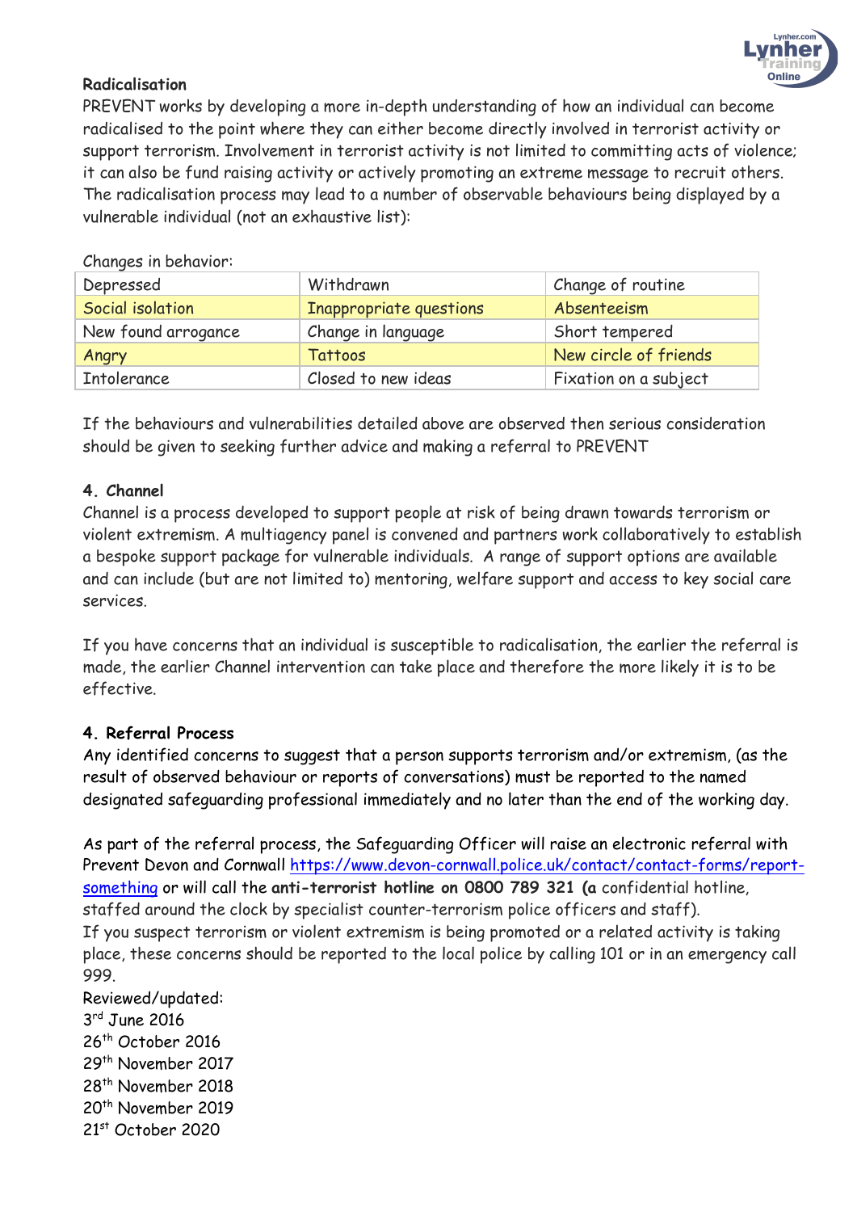**Radicalisation**

PREVENT works by developing a more in-depth understanding of how an individual can become radicalised to the point where they can either become directly involved in terrorist activity or support terrorism. Involvement in terrorist activity is not limited to committing acts of violence; it can also be fund raising activity or actively promoting an extreme message to recruit others. The radicalisation process may lead to a number of observable behaviours being displayed by a vulnerable individual (not an exhaustive list):

Changes in behavior:

| | | |
|---|---|---|
| Depressed | Withdrawn | Change of routine |
| Social isolation | Inappropriate questions | Absenteeism |
| New found arrogance | Change in language | Short tempered |
| Angry | Tattoos | New circle of friends |
| Intolerance | Closed to new ideas | Fixation on a subject |

If the behaviours and vulnerabilities detailed above are observed then serious consideration should be given to seeking further advice and making a referral to PREVENT

**4. Channel**

Channel is a process developed to support people at risk of being drawn towards terrorism or violent extremism. A multiagency panel is convened and partners work collaboratively to establish a bespoke support package for vulnerable individuals. A range of support options are available and can include (but are not limited to) mentoring, welfare support and access to key social care services.

If you have concerns that an individual is susceptible to radicalisation, the earlier the referral is made, the earlier Channel intervention can take place and therefore the more likely it is to be effective.

**4. Referral Process**

Any identified concerns to suggest that a person supports terrorism and/or extremism, (as the result of observed behaviour or reports of conversations) must be reported to the named designated safeguarding professional immediately and no later than the end of the working day.

As part of the referral process, the Safeguarding Officer will raise an electronic referral with Prevent Devon and Cornwall https://www.devon-cornwall.police.uk/contact/contact-forms/report-something or will call the **anti-terrorist hotline on 0800 789 321 (a** confidential hotline, staffed around the clock by specialist counter-terrorism police officers and staff).
If you suspect terrorism or violent extremism is being promoted or a related activity is taking place, these concerns should be reported to the local police by calling 101 or in an emergency call 999.

Reviewed/updated:
3rd June 2016
26th October 2016
29th November 2017
28th November 2018
20th November 2019
21st October 2020